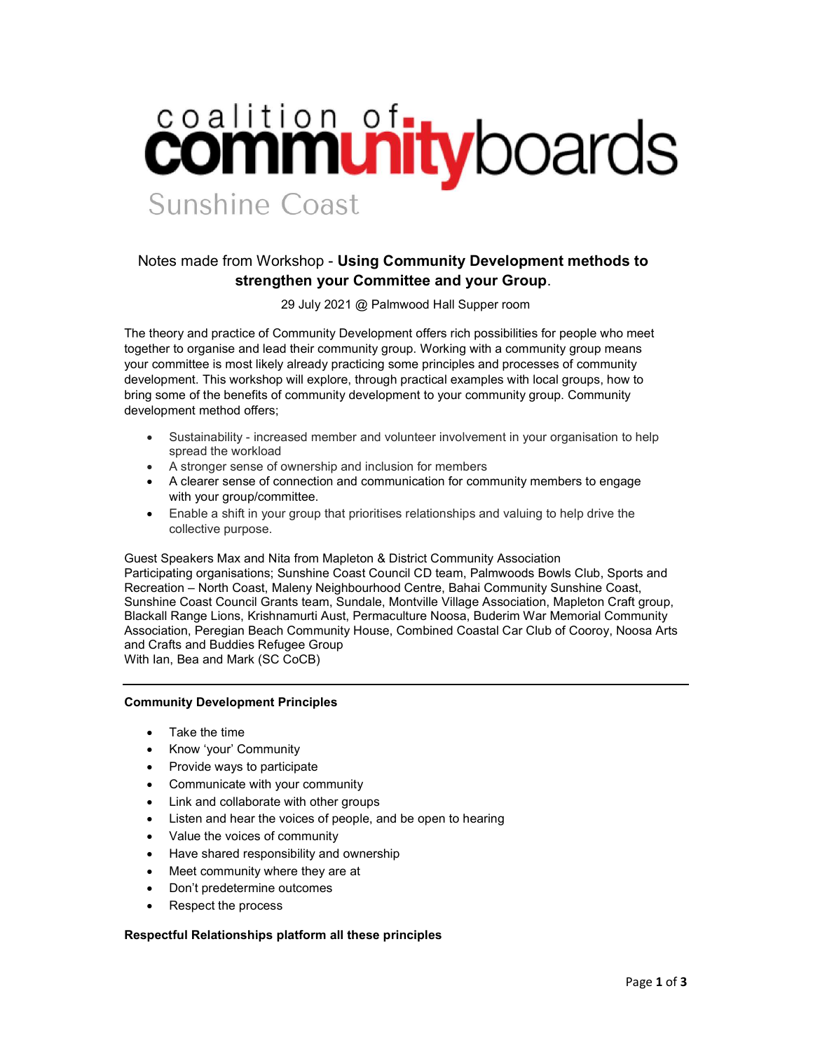# coalition of communityboards

Sunshine Coast

## Notes made from Workshop - **Using Community Development methods to strengthen your Committee and your Group**.

29 July 2021 @ Palmwood Hall Supper room

The theory and practice of Community Development offers rich possibilities for people who meet together to organise and lead their community group. Working with a community group means your committee is most likely already practicing some principles and processes of community development. This workshop will explore, through practical examples with local groups, how to bring some of the benefits of community development to your community group. Community development method offers;

- Sustainability - increased member and volunteer involvement in your organisation to help spread the workload
- A stronger sense of ownership and inclusion for members
- A clearer sense of connection and communication for community members to engage with your group/committee.
- Enable a shift in your group that prioritises relationships and valuing to help drive the collective purpose.

Guest Speakers Max and Nita from Mapleton & District Community Association
Participating organisations; Sunshine Coast Council CD team, Palmwoods Bowls Club, Sports and Recreation – North Coast, Maleny Neighbourhood Centre, Bahai Community Sunshine Coast, Sunshine Coast Council Grants team, Sundale, Montville Village Association, Mapleton Craft group, Blackall Range Lions, Krishnamurti Aust, Permaculture Noosa, Buderim War Memorial Community Association, Peregian Beach Community House, Combined Coastal Car Club of Cooroy, Noosa Arts and Crafts and Buddies Refugee Group
With Ian, Bea and Mark (SC CoCB)

---

**Community Development Principles**

- Take the time
- Know 'your' Community
- Provide ways to participate
- Communicate with your community
- Link and collaborate with other groups
- Listen and hear the voices of people, and be open to hearing
- Value the voices of community
- Have shared responsibility and ownership
- Meet community where they are at
- Don't predetermine outcomes
- Respect the process

**Respectful Relationships platform all these principles**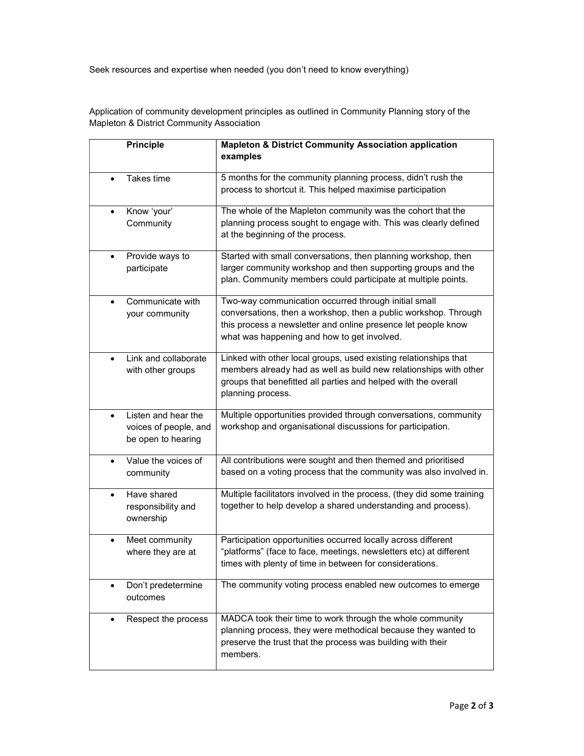Seek resources and expertise when needed (you don't need to know everything)

Application of community development principles as outlined in Community Planning story of the Mapleton & District Community Association

| Principle | Mapleton & District Community Association application examples |
|---|---|
| • Takes time | 5 months for the community planning process, didn't rush the process to shortcut it. This helped maximise participation |
| • Know 'your' Community | The whole of the Mapleton community was the cohort that the planning process sought to engage with. This was clearly defined at the beginning of the process. |
| • Provide ways to participate | Started with small conversations, then planning workshop, then larger community workshop and then supporting groups and the plan. Community members could participate at multiple points. |
| • Communicate with your community | Two-way communication occurred through initial small conversations, then a workshop, then a public workshop. Through this process a newsletter and online presence let people know what was happening and how to get involved. |
| • Link and collaborate with other groups | Linked with other local groups, used existing relationships that members already had as well as build new relationships with other groups that benefitted all parties and helped with the overall planning process. |
| • Listen and hear the voices of people, and be open to hearing | Multiple opportunities provided through conversations, community workshop and organisational discussions for participation. |
| • Value the voices of community | All contributions were sought and then themed and prioritised based on a voting process that the community was also involved in. |
| • Have shared responsibility and ownership | Multiple facilitators involved in the process, (they did some training together to help develop a shared understanding and process). |
| • Meet community where they are at | Participation opportunities occurred locally across different "platforms" (face to face, meetings, newsletters etc) at different times with plenty of time in between for considerations. |
| • Don't predetermine outcomes | The community voting process enabled new outcomes to emerge |
| • Respect the process | MADCA took their time to work through the whole community planning process, they were methodical because they wanted to preserve the trust that the process was building with their members. |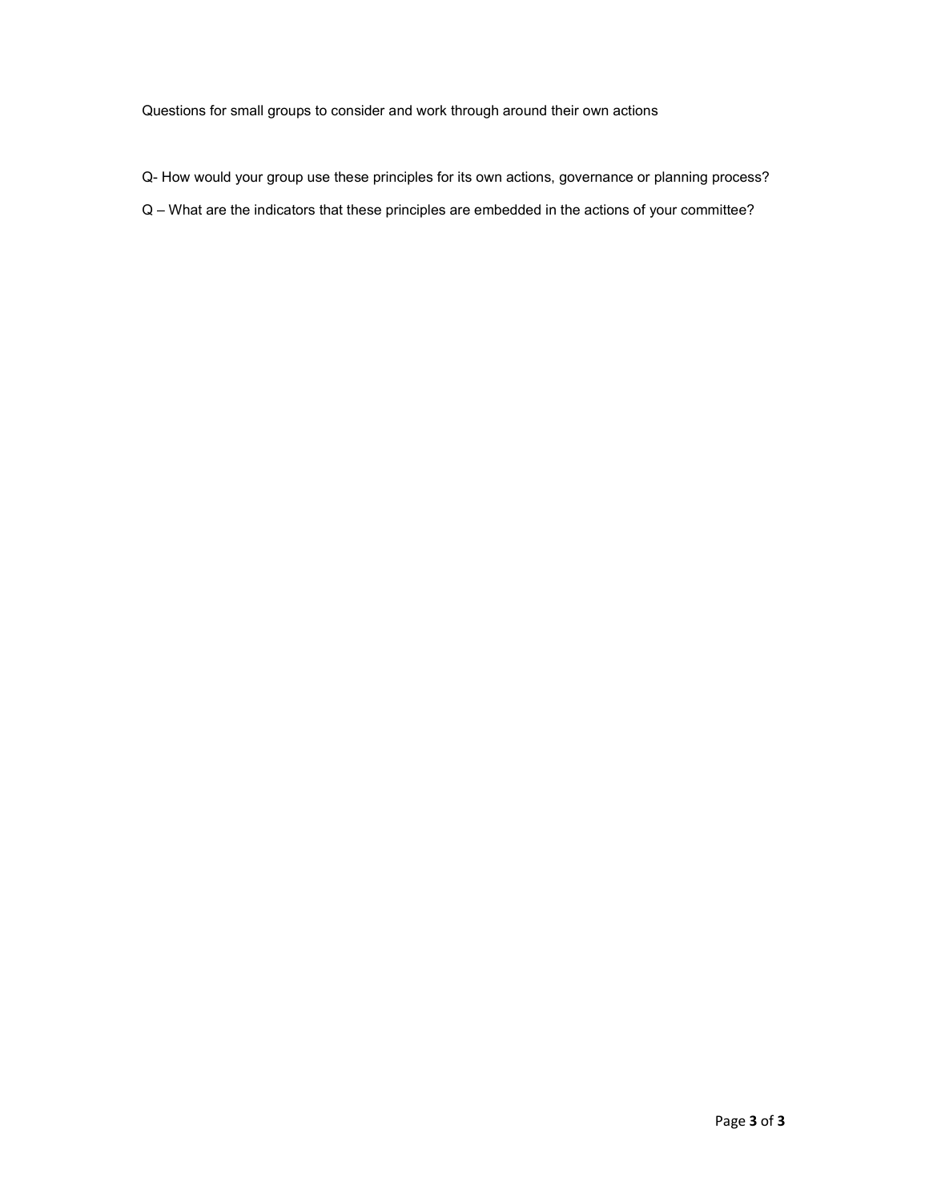Questions for small groups to consider and work through around their own actions

Q- How would your group use these principles for its own actions, governance or planning process?

Q – What are the indicators that these principles are embedded in the actions of your committee?